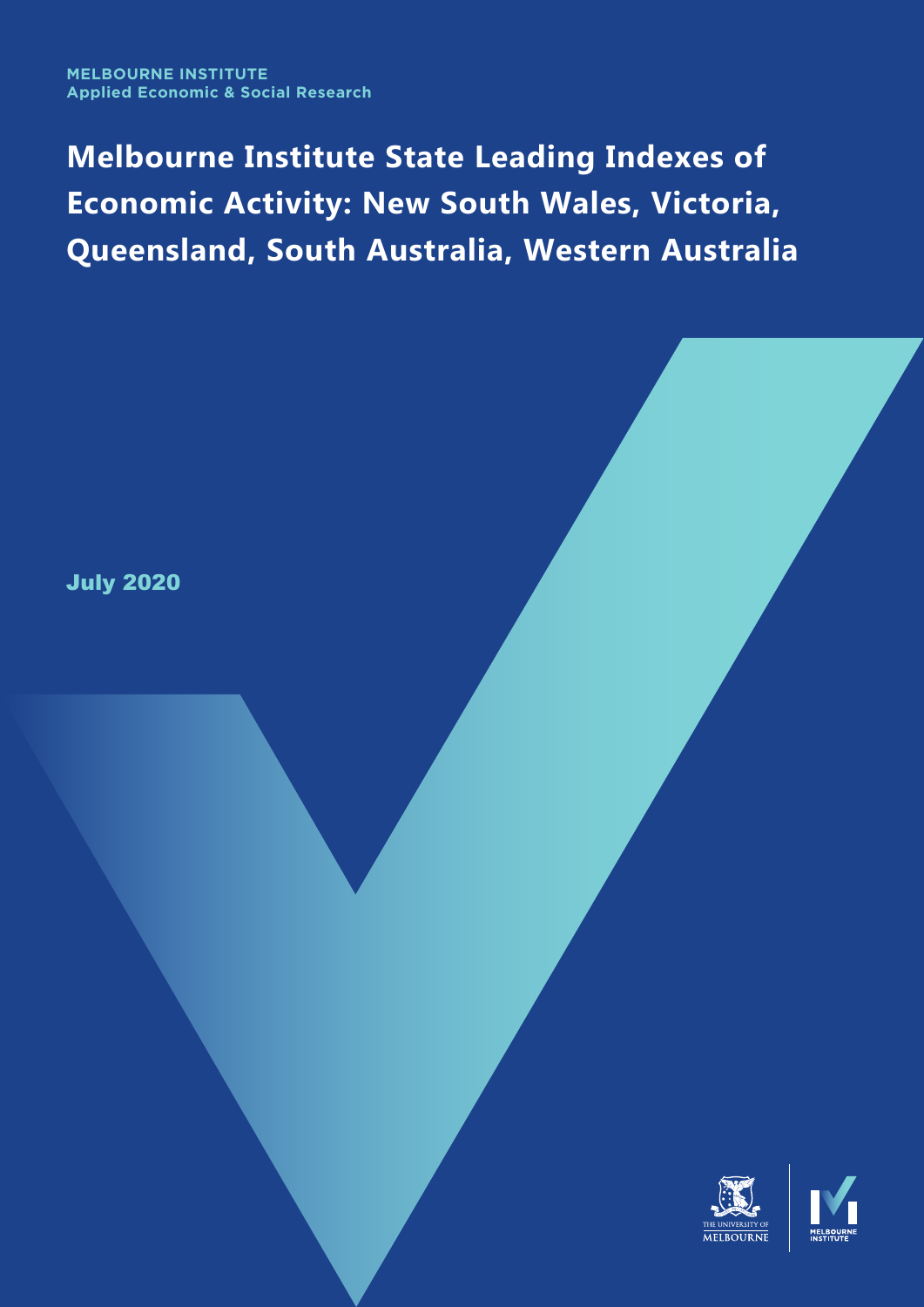MELBOURNE INSTITUTE
Applied Economic & Social Research

# Melbourne Institute State Leading Indexes of Economic Activity: New South Wales, Victoria, Queensland, South Australia, Western Australia

July 2020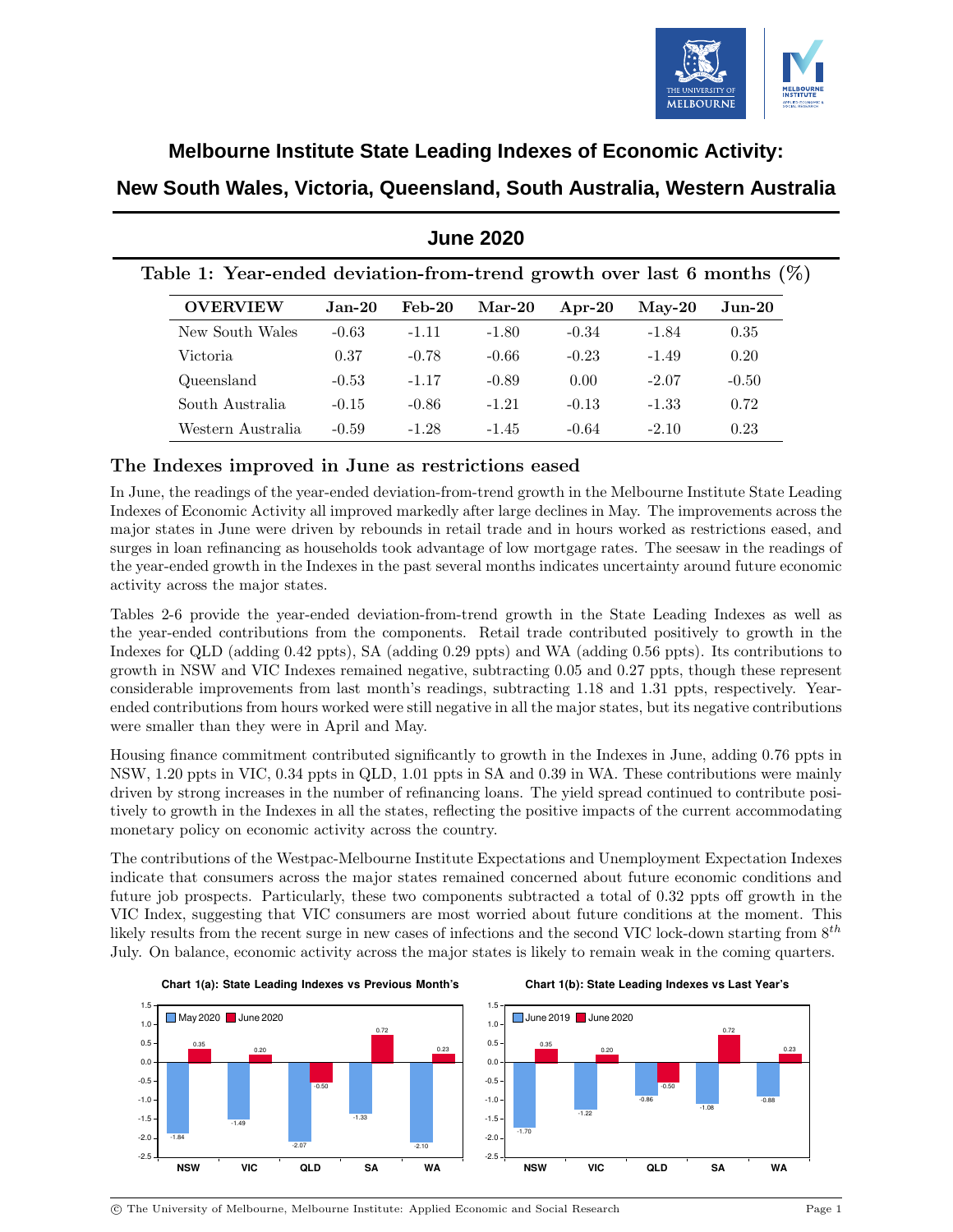# Melbourne Institute State Leading Indexes of Economic Activity:

## New South Wales, Victoria, Queensland, South Australia, Western Australia

### June 2020

Table 1: Year-ended deviation-from-trend growth over last 6 months (%)

| OVERVIEW | Jan-20 | Feb-20 | Mar-20 | Apr-20 | May-20 | Jun-20 |
|---|---|---|---|---|---|---|
| New South Wales | -0.63 | -1.11 | -1.80 | -0.34 | -1.84 | 0.35 |
| Victoria | 0.37 | -0.78 | -0.66 | -0.23 | -1.49 | 0.20 |
| Queensland | -0.53 | -1.17 | -0.89 | 0.00 | -2.07 | -0.50 |
| South Australia | -0.15 | -0.86 | -1.21 | -0.13 | -1.33 | 0.72 |
| Western Australia | -0.59 | -1.28 | -1.45 | -0.64 | -2.10 | 0.23 |

### The Indexes improved in June as restrictions eased

In June, the readings of the year-ended deviation-from-trend growth in the Melbourne Institute State Leading Indexes of Economic Activity all improved markedly after large declines in May. The improvements across the major states in June were driven by rebounds in retail trade and in hours worked as restrictions eased, and surges in loan refinancing as households took advantage of low mortgage rates. The seesaw in the readings of the year-ended growth in the Indexes in the past several months indicates uncertainty around future economic activity across the major states.

Tables 2-6 provide the year-ended deviation-from-trend growth in the State Leading Indexes as well as the year-ended contributions from the components. Retail trade contributed positively to growth in the Indexes for QLD (adding 0.42 ppts), SA (adding 0.29 ppts) and WA (adding 0.56 ppts). Its contributions to growth in NSW and VIC Indexes remained negative, subtracting 0.05 and 0.27 ppts, though these represent considerable improvements from last month's readings, subtracting 1.18 and 1.31 ppts, respectively. Year-ended contributions from hours worked were still negative in all the major states, but its negative contributions were smaller than they were in April and May.

Housing finance commitment contributed significantly to growth in the Indexes in June, adding 0.76 ppts in NSW, 1.20 ppts in VIC, 0.34 ppts in QLD, 1.01 ppts in SA and 0.39 in WA. These contributions were mainly driven by strong increases in the number of refinancing loans. The yield spread continued to contribute positively to growth in the Indexes in all the states, reflecting the positive impacts of the current accommodating monetary policy on economic activity across the country.

The contributions of the Westpac-Melbourne Institute Expectations and Unemployment Expectation Indexes indicate that consumers across the major states remained concerned about future economic conditions and future job prospects. Particularly, these two components subtracted a total of 0.32 ppts off growth in the VIC Index, suggesting that VIC consumers are most worried about future conditions at the moment. This likely results from the recent surge in new cases of infections and the second VIC lock-down starting from 8$^{th}$ July. On balance, economic activity across the major states is likely to remain weak in the coming quarters.

**Chart 1(a): State Leading Indexes vs Previous Month's**

| | NSW | VIC | QLD | SA | WA |
|---|---|---|---|---|---|
| May 2020 | -1.84 | -1.49 | -2.07 | -1.33 | -2.10 |
| June 2020 | 0.35 | 0.20 | -0.50 | 0.72 | 0.23 |

**Chart 1(b): State Leading Indexes vs Last Year's**

| | NSW | VIC | QLD | SA | WA |
|---|---|---|---|---|---|
| June 2019 | -1.70 | -1.22 | -0.86 | -1.08 | -0.88 |
| June 2020 | 0.35 | 0.20 | -0.50 | 0.72 | 0.23 |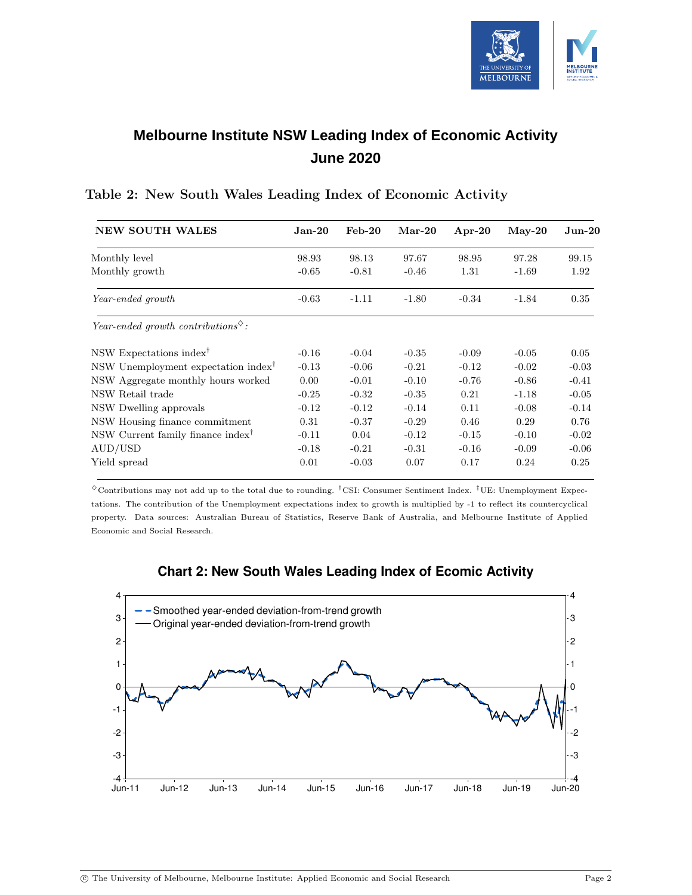# Melbourne Institute NSW Leading Index of Economic Activity
## June 2020

### Table 2: New South Wales Leading Index of Economic Activity

| NEW SOUTH WALES | Jan-20 | Feb-20 | Mar-20 | Apr-20 | May-20 | Jun-20 |
|---|---|---|---|---|---|---|
| Monthly level | 98.93 | 98.13 | 97.67 | 98.95 | 97.28 | 99.15 |
| Monthly growth | -0.65 | -0.81 | -0.46 | 1.31 | -1.69 | 1.92 |
| *Year-ended growth* | -0.63 | -1.11 | -1.80 | -0.34 | -1.84 | 0.35 |
| *Year-ended growth contributions*[◇]*:* | | | | | | |
| NSW Expectations index[†] | -0.16 | -0.04 | -0.35 | -0.09 | -0.05 | 0.05 |
| NSW Unemployment expectation index[‡] | -0.13 | -0.06 | -0.21 | -0.12 | -0.02 | -0.03 |
| NSW Aggregate monthly hours worked | 0.00 | -0.01 | -0.10 | -0.76 | -0.86 | -0.41 |
| NSW Retail trade | -0.25 | -0.32 | -0.35 | 0.21 | -1.18 | -0.05 |
| NSW Dwelling approvals | -0.12 | -0.12 | -0.14 | 0.11 | -0.08 | -0.14 |
| NSW Housing finance commitment | 0.31 | -0.37 | -0.29 | 0.46 | 0.29 | 0.76 |
| NSW Current family finance index[†] | -0.11 | 0.04 | -0.12 | -0.15 | -0.10 | -0.02 |
| AUD/USD | -0.18 | -0.21 | -0.31 | -0.16 | -0.09 | -0.06 |
| Yield spread | 0.01 | -0.03 | 0.07 | 0.17 | 0.24 | 0.25 |

[◇]Contributions may not add up to the total due to rounding. [†]CSI: Consumer Sentiment Index. [‡]UE: Unemployment Expectations. The contribution of the Unemployment expectations index to growth is multiplied by -1 to reflect its countercyclical property. Data sources: Australian Bureau of Statistics, Reserve Bank of Australia, and Melbourne Institute of Applied Economic and Social Research.

**Chart 2: New South Wales Leading Index of Ecomic Activity**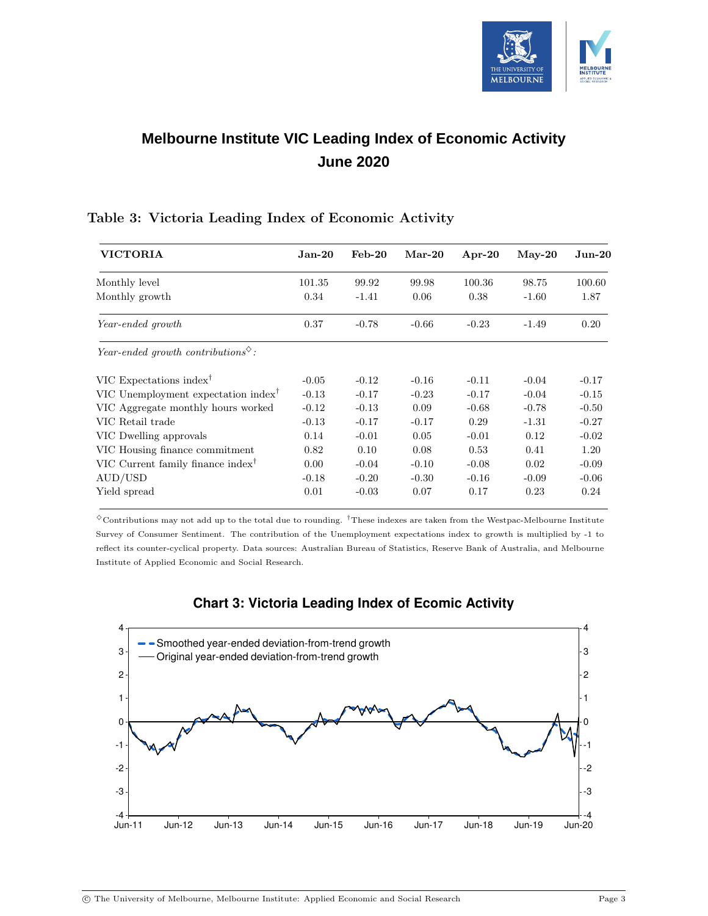# Melbourne Institute VIC Leading Index of Economic Activity
## June 2020

### Table 3: Victoria Leading Index of Economic Activity

| VICTORIA | Jan-20 | Feb-20 | Mar-20 | Apr-20 | May-20 | Jun-20 |
|---|---|---|---|---|---|---|
| Monthly level | 101.35 | 99.92 | 99.98 | 100.36 | 98.75 | 100.60 |
| Monthly growth | 0.34 | -1.41 | 0.06 | 0.38 | -1.60 | 1.87 |
| *Year-ended growth* | 0.37 | -0.78 | -0.66 | -0.23 | -1.49 | 0.20 |
| *Year-ended growth contributions*[◇]*:* | | | | | | |
| VIC Expectations index[†] | -0.05 | -0.12 | -0.16 | -0.11 | -0.04 | -0.17 |
| VIC Unemployment expectation index[†] | -0.13 | -0.17 | -0.23 | -0.17 | -0.04 | -0.15 |
| VIC Aggregate monthly hours worked | -0.12 | -0.13 | 0.09 | -0.68 | -0.78 | -0.50 |
| VIC Retail trade | -0.13 | -0.17 | -0.17 | 0.29 | -1.31 | -0.27 |
| VIC Dwelling approvals | 0.14 | -0.01 | 0.05 | -0.01 | 0.12 | -0.02 |
| VIC Housing finance commitment | 0.82 | 0.10 | 0.08 | 0.53 | 0.41 | 1.20 |
| VIC Current family finance index[†] | 0.00 | -0.04 | -0.10 | -0.08 | 0.02 | -0.09 |
| AUD/USD | -0.18 | -0.20 | -0.30 | -0.16 | -0.09 | -0.06 |
| Yield spread | 0.01 | -0.03 | 0.07 | 0.17 | 0.23 | 0.24 |

[◇]Contributions may not add up to the total due to rounding. [†]These indexes are taken from the Westpac-Melbourne Institute Survey of Consumer Sentiment. The contribution of the Unemployment expectations index to growth is multiplied by -1 to reflect its counter-cyclical property. Data sources: Australian Bureau of Statistics, Reserve Bank of Australia, and Melbourne Institute of Applied Economic and Social Research.

### Chart 3: Victoria Leading Index of Ecomic Activity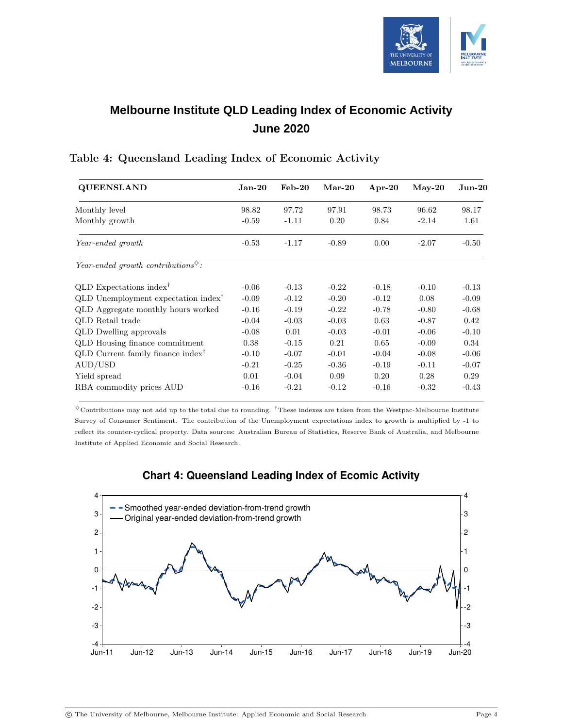# Melbourne Institute QLD Leading Index of Economic Activity
## June 2020

### Table 4: Queensland Leading Index of Economic Activity

| QUEENSLAND | Jan-20 | Feb-20 | Mar-20 | Apr-20 | May-20 | Jun-20 |
|---|---|---|---|---|---|---|
| Monthly level | 98.82 | 97.72 | 97.91 | 98.73 | 96.62 | 98.17 |
| Monthly growth | -0.59 | -1.11 | 0.20 | 0.84 | -2.14 | 1.61 |
| *Year-ended growth* | -0.53 | -1.17 | -0.89 | 0.00 | -2.07 | -0.50 |
| *Year-ended growth contributions*◇*:* | | | | | | |
| QLD Expectations index† | -0.06 | -0.13 | -0.22 | -0.18 | -0.10 | -0.13 |
| QLD Unemployment expectation index† | -0.09 | -0.12 | -0.20 | -0.12 | 0.08 | -0.09 |
| QLD Aggregate monthly hours worked | -0.16 | -0.19 | -0.22 | -0.78 | -0.80 | -0.68 |
| QLD Retail trade | -0.04 | -0.03 | -0.03 | 0.63 | -0.87 | 0.42 |
| QLD Dwelling approvals | -0.08 | 0.01 | -0.03 | -0.01 | -0.06 | -0.10 |
| QLD Housing finance commitment | 0.38 | -0.15 | 0.21 | 0.65 | -0.09 | 0.34 |
| QLD Current family finance index† | -0.10 | -0.07 | -0.01 | -0.04 | -0.08 | -0.06 |
| AUD/USD | -0.21 | -0.25 | -0.36 | -0.19 | -0.11 | -0.07 |
| Yield spread | 0.01 | -0.04 | 0.09 | 0.20 | 0.28 | 0.29 |
| RBA commodity prices AUD | -0.16 | -0.21 | -0.12 | -0.16 | -0.32 | -0.43 |

◇Contributions may not add up to the total due to rounding. †These indexes are taken from the Westpac-Melbourne Institute Survey of Consumer Sentiment. The contribution of the Unemployment expectations index to growth is multiplied by -1 to reflect its counter-cyclical property. Data sources: Australian Bureau of Statistics, Reserve Bank of Australia, and Melbourne Institute of Applied Economic and Social Research.

**Chart 4: Queensland Leading Index of Ecomic Activity**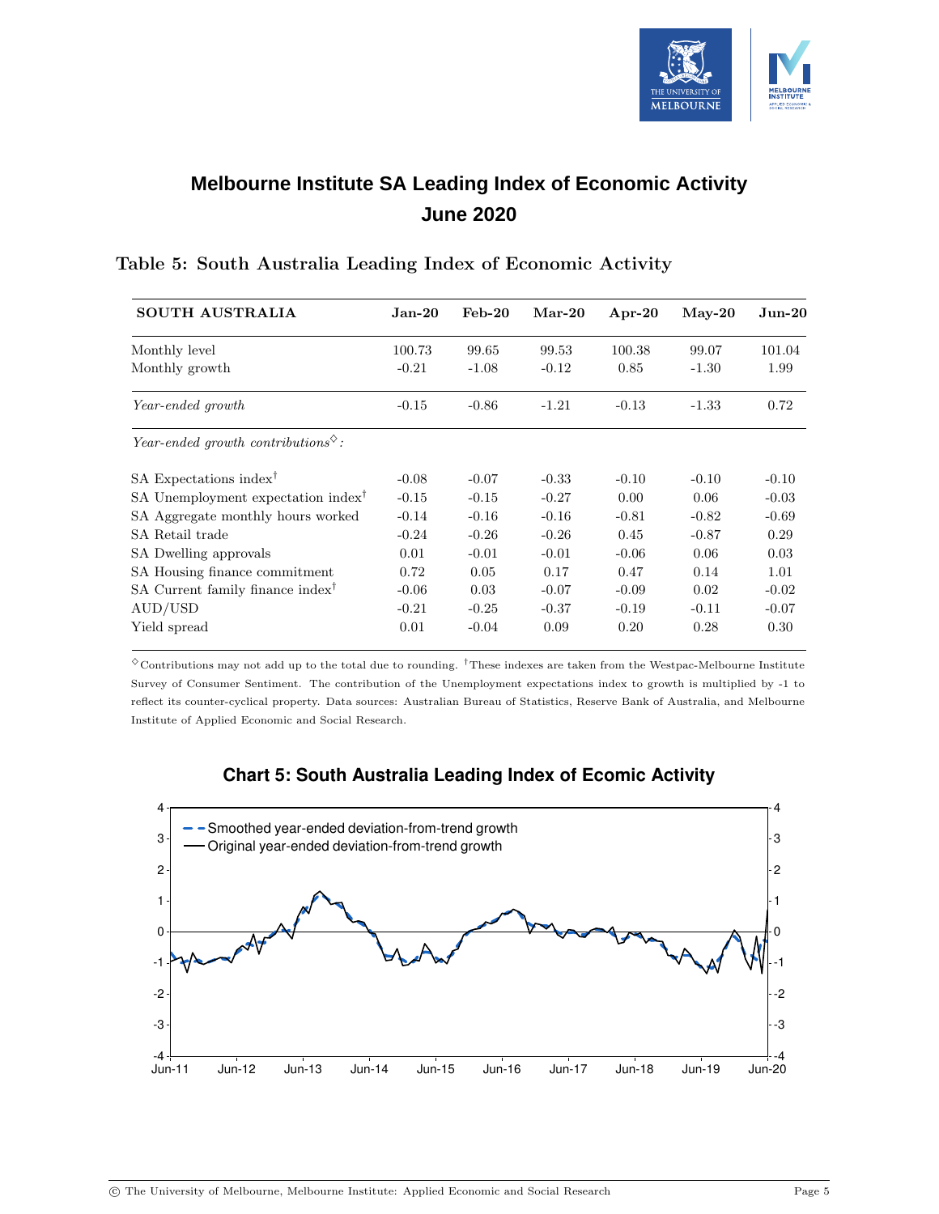# Melbourne Institute SA Leading Index of Economic Activity
## June 2020

### Table 5: South Australia Leading Index of Economic Activity

| SOUTH AUSTRALIA | Jan-20 | Feb-20 | Mar-20 | Apr-20 | May-20 | Jun-20 |
|---|---|---|---|---|---|---|
| Monthly level | 100.73 | 99.65 | 99.53 | 100.38 | 99.07 | 101.04 |
| Monthly growth | -0.21 | -1.08 | -0.12 | 0.85 | -1.30 | 1.99 |
| *Year-ended growth* | -0.15 | -0.86 | -1.21 | -0.13 | -1.33 | 0.72 |
| *Year-ended growth contributions*[◇]*:* | | | | | | |
| SA Expectations index[†] | -0.08 | -0.07 | -0.33 | -0.10 | -0.10 | -0.10 |
| SA Unemployment expectation index[†] | -0.15 | -0.15 | -0.27 | 0.00 | 0.06 | -0.03 |
| SA Aggregate monthly hours worked | -0.14 | -0.16 | -0.16 | -0.81 | -0.82 | -0.69 |
| SA Retail trade | -0.24 | -0.26 | -0.26 | 0.45 | -0.87 | 0.29 |
| SA Dwelling approvals | 0.01 | -0.01 | -0.01 | -0.06 | 0.06 | 0.03 |
| SA Housing finance commitment | 0.72 | 0.05 | 0.17 | 0.47 | 0.14 | 1.01 |
| SA Current family finance index[†] | -0.06 | 0.03 | -0.07 | -0.09 | 0.02 | -0.02 |
| AUD/USD | -0.21 | -0.25 | -0.37 | -0.19 | -0.11 | -0.07 |
| Yield spread | 0.01 | -0.04 | 0.09 | 0.20 | 0.28 | 0.30 |

[◇]Contributions may not add up to the total due to rounding. [†]These indexes are taken from the Westpac-Melbourne Institute Survey of Consumer Sentiment. The contribution of the Unemployment expectations index to growth is multiplied by -1 to reflect its counter-cyclical property. Data sources: Australian Bureau of Statistics, Reserve Bank of Australia, and Melbourne Institute of Applied Economic and Social Research.

**Chart 5: South Australia Leading Index of Ecomic Activity**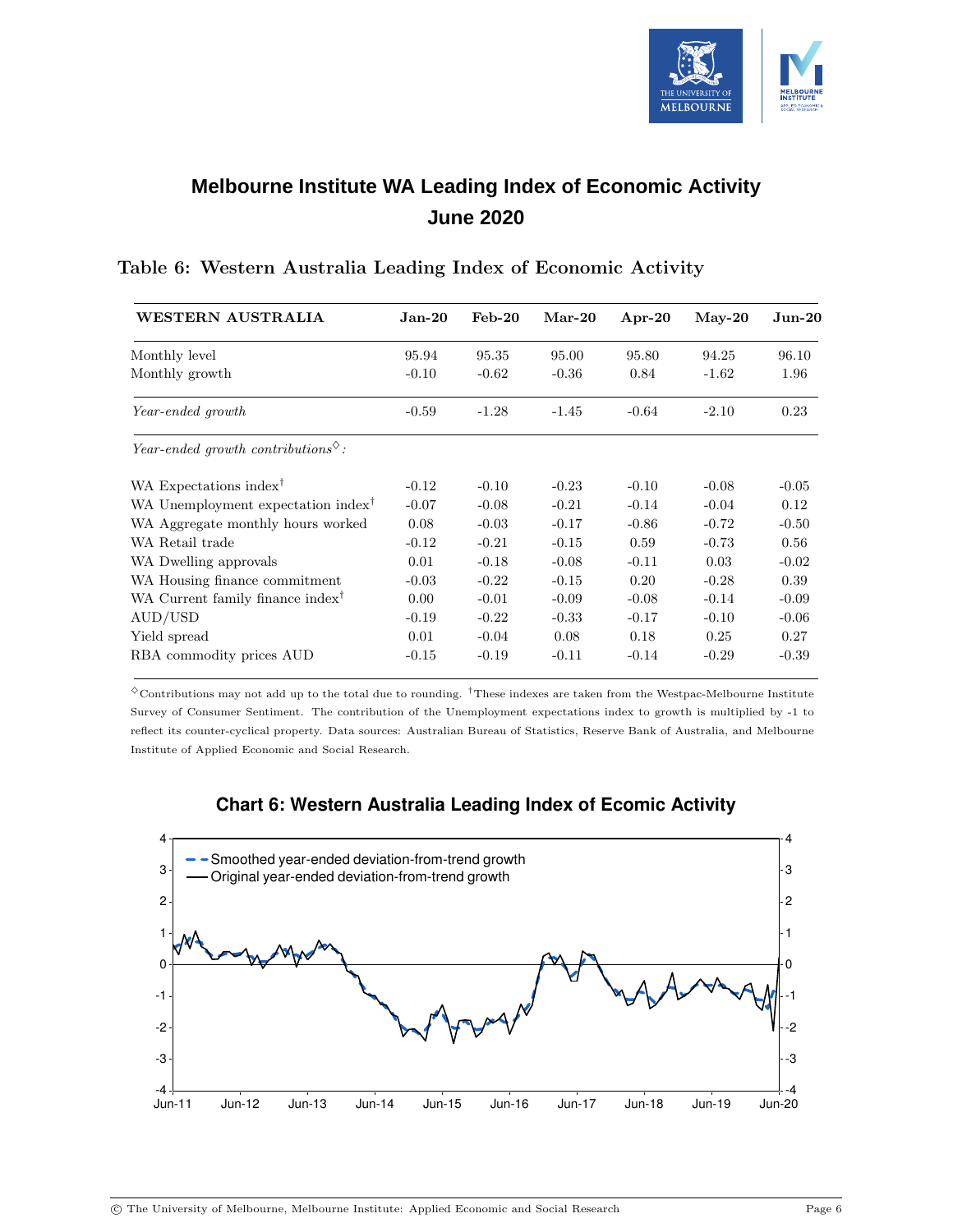# Melbourne Institute WA Leading Index of Economic Activity
## June 2020

### Table 6: Western Australia Leading Index of Economic Activity

| WESTERN AUSTRALIA | Jan-20 | Feb-20 | Mar-20 | Apr-20 | May-20 | Jun-20 |
|---|---|---|---|---|---|---|
| Monthly level | 95.94 | 95.35 | 95.00 | 95.80 | 94.25 | 96.10 |
| Monthly growth | -0.10 | -0.62 | -0.36 | 0.84 | -1.62 | 1.96 |
| *Year-ended growth* | -0.59 | -1.28 | -1.45 | -0.64 | -2.10 | 0.23 |
| *Year-ended growth contributions*◇*:* | | | | | | |
| WA Expectations index† | -0.12 | -0.10 | -0.23 | -0.10 | -0.08 | -0.05 |
| WA Unemployment expectation index† | -0.07 | -0.08 | -0.21 | -0.14 | -0.04 | 0.12 |
| WA Aggregate monthly hours worked | 0.08 | -0.03 | -0.17 | -0.86 | -0.72 | -0.50 |
| WA Retail trade | -0.12 | -0.21 | -0.15 | 0.59 | -0.73 | 0.56 |
| WA Dwelling approvals | 0.01 | -0.18 | -0.08 | -0.11 | 0.03 | -0.02 |
| WA Housing finance commitment | -0.03 | -0.22 | -0.15 | 0.20 | -0.28 | 0.39 |
| WA Current family finance index† | 0.00 | -0.01 | -0.09 | -0.08 | -0.14 | -0.09 |
| AUD/USD | -0.19 | -0.22 | -0.33 | -0.17 | -0.10 | -0.06 |
| Yield spread | 0.01 | -0.04 | 0.08 | 0.18 | 0.25 | 0.27 |
| RBA commodity prices AUD | -0.15 | -0.19 | -0.11 | -0.14 | -0.29 | -0.39 |

◇Contributions may not add up to the total due to rounding. †These indexes are taken from the Westpac-Melbourne Institute Survey of Consumer Sentiment. The contribution of the Unemployment expectations index to growth is multiplied by -1 to reflect its counter-cyclical property. Data sources: Australian Bureau of Statistics, Reserve Bank of Australia, and Melbourne Institute of Applied Economic and Social Research.

### Chart 6: Western Australia Leading Index of Ecomic Activity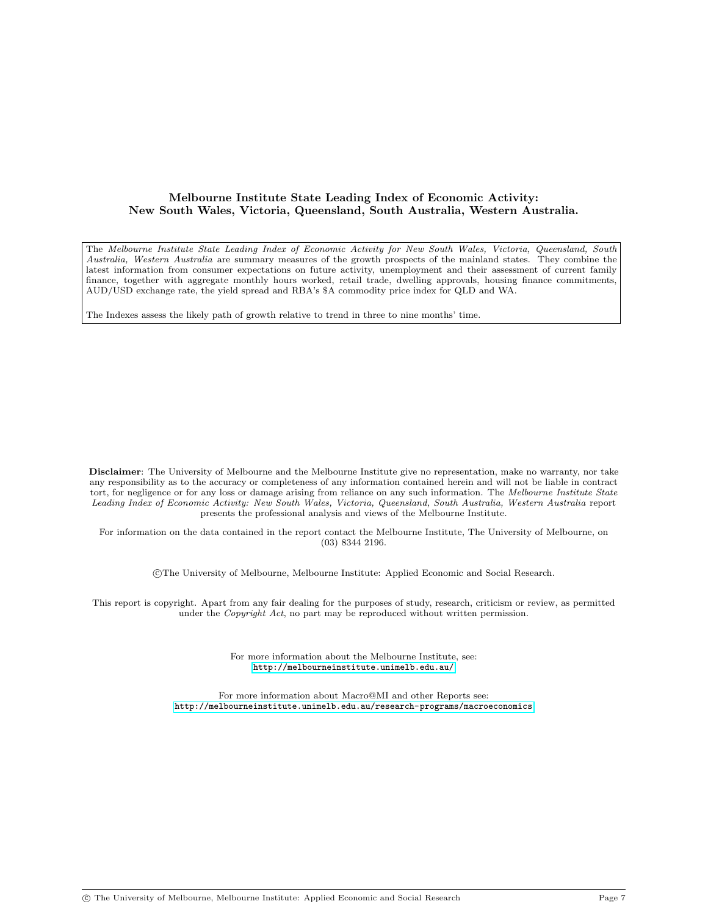**Melbourne Institute State Leading Index of Economic Activity:**
**New South Wales, Victoria, Queensland, South Australia, Western Australia.**

The *Melbourne Institute State Leading Index of Economic Activity for New South Wales, Victoria, Queensland, South Australia, Western Australia* are summary measures of the growth prospects of the mainland states. They combine the latest information from consumer expectations on future activity, unemployment and their assessment of current family finance, together with aggregate monthly hours worked, retail trade, dwelling approvals, housing finance commitments, AUD/USD exchange rate, the yield spread and RBA's $A commodity price index for QLD and WA.

The Indexes assess the likely path of growth relative to trend in three to nine months' time.

**Disclaimer**: The University of Melbourne and the Melbourne Institute give no representation, make no warranty, nor take any responsibility as to the accuracy or completeness of any information contained herein and will not be liable in contract tort, for negligence or for any loss or damage arising from reliance on any such information. The *Melbourne Institute State Leading Index of Economic Activity: New South Wales, Victoria, Queensland, South Australia, Western Australia* report presents the professional analysis and views of the Melbourne Institute.

For information on the data contained in the report contact the Melbourne Institute, The University of Melbourne, on (03) 8344 2196.

©The University of Melbourne, Melbourne Institute: Applied Economic and Social Research.

This report is copyright. Apart from any fair dealing for the purposes of study, research, criticism or review, as permitted under the *Copyright Act*, no part may be reproduced without written permission.

For more information about the Melbourne Institute, see:
http://melbourneinstitute.unimelb.edu.au/

For more information about Macro@MI and other Reports see:
http://melbourneinstitute.unimelb.edu.au/research-programs/macroeconomics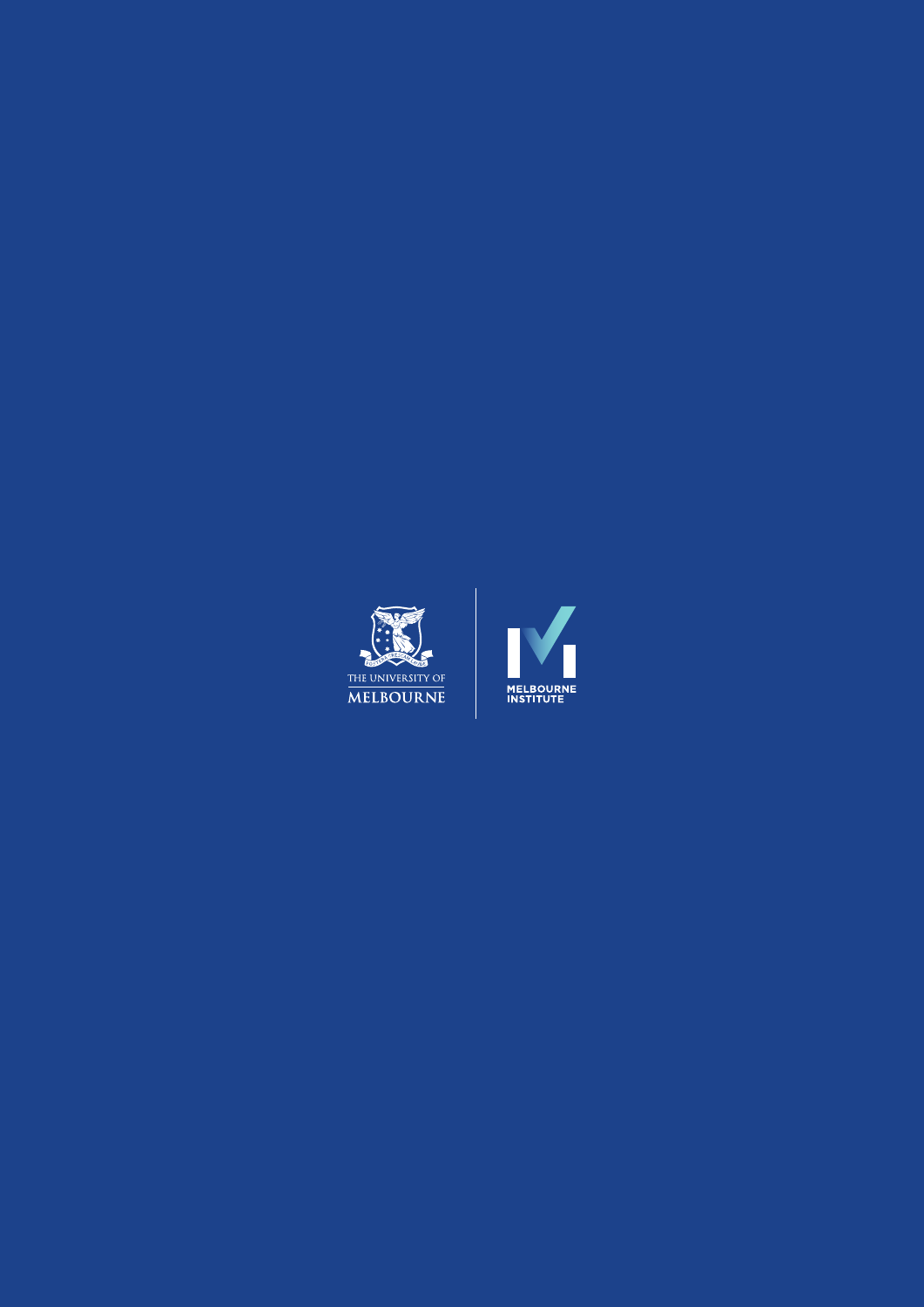THE UNIVERSITY OF MELBOURNE

MELBOURNE INSTITUTE